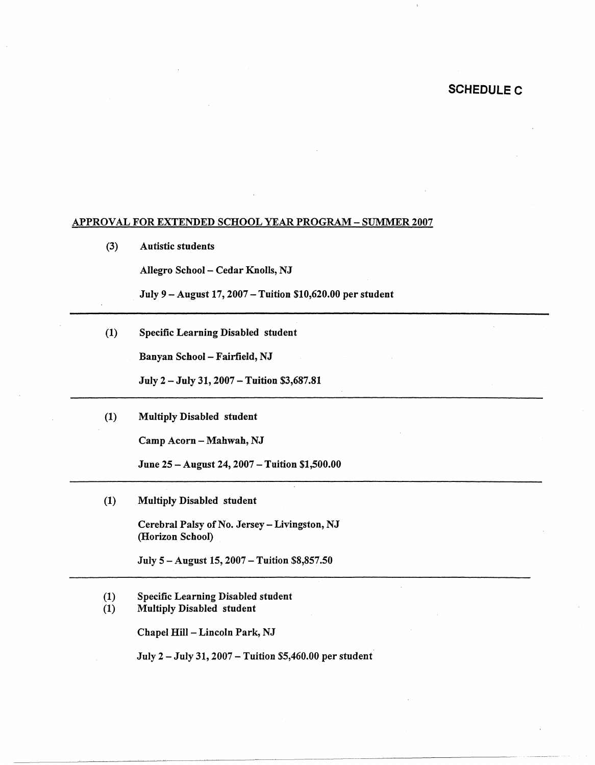# SCHEDULE C

**APPROVAL FOR EXTENDED SCHOOL YEAR PROGRAM – SUMMER 2007**

(3) **Autistic students**

**Allegro School – Cedar Knolls, NJ**

**July 9 – August 17, 2007 – Tuition $10,620.00 per student**

---

(1) **Specific Learning Disabled student**

**Banyan School – Fairfield, NJ**

**July 2 – July 31, 2007 – Tuition $3,687.81**

---

(1) **Multiply Disabled student**

**Camp Acorn – Mahwah, NJ**

**June 25 – August 24, 2007 – Tuition $1,500.00**

---

(1) **Multiply Disabled student**

**Cerebral Palsy of No. Jersey – Livingston, NJ (Horizon School)**

**July 5 – August 15, 2007 – Tuition $8,857.50**

---

(1) **Specific Learning Disabled student**
(1) **Multiply Disabled student**

**Chapel Hill – Lincoln Park, NJ**

**July 2 – July 31, 2007 – Tuition $5,460.00 per student**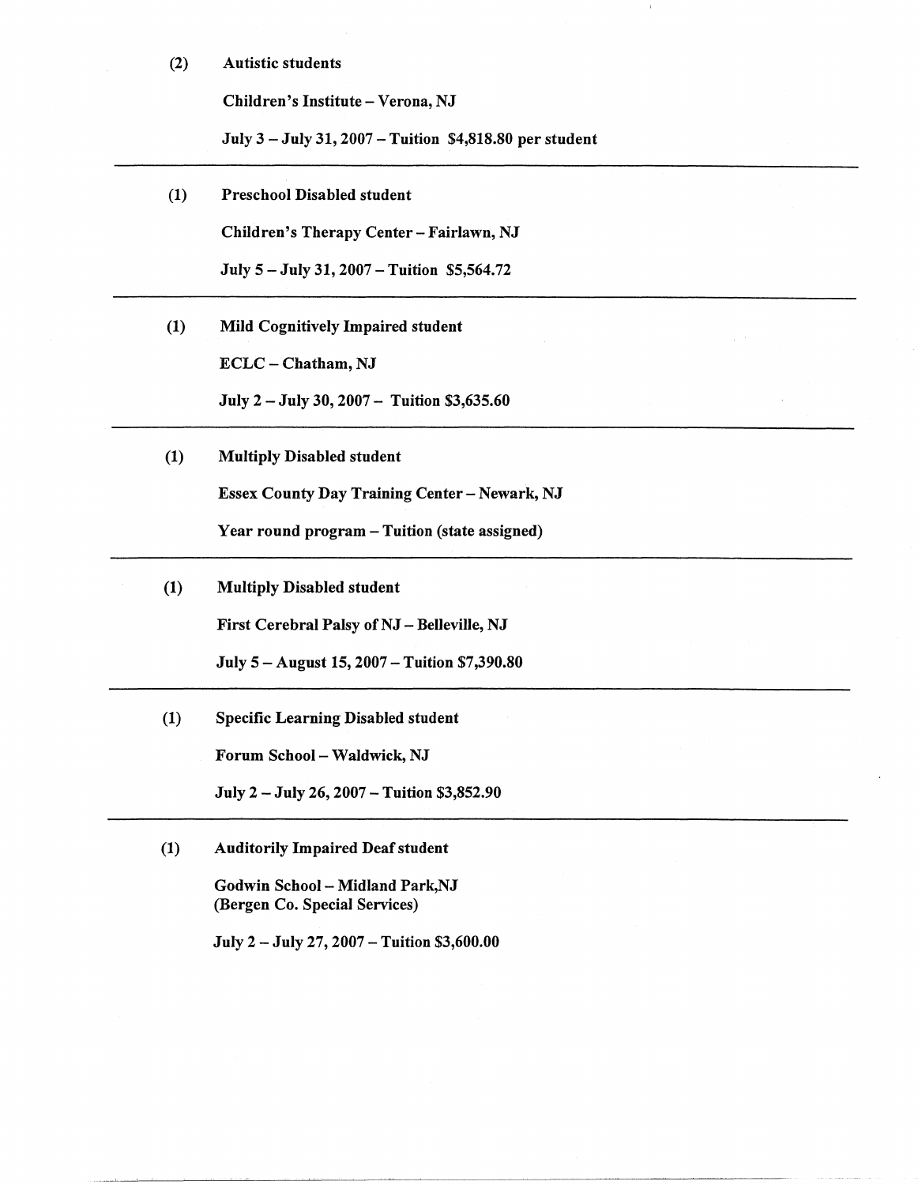**(2) Autistic students**

**Children's Institute – Verona, NJ**

**July 3 – July 31, 2007 – Tuition $4,818.80 per student**

---

**(1) Preschool Disabled student**

**Children's Therapy Center – Fairlawn, NJ**

**July 5 – July 31, 2007 – Tuition $5,564.72**

---

**(1) Mild Cognitively Impaired student**

**ECLC – Chatham, NJ**

**July 2 – July 30, 2007 – Tuition $3,635.60**

---

**(1) Multiply Disabled student**

**Essex County Day Training Center – Newark, NJ**

**Year round program – Tuition (state assigned)**

---

**(1) Multiply Disabled student**

**First Cerebral Palsy of NJ – Belleville, NJ**

**July 5 – August 15, 2007 – Tuition $7,390.80**

---

**(1) Specific Learning Disabled student**

**Forum School – Waldwick, NJ**

**July 2 – July 26, 2007 – Tuition $3,852.90**

---

**(1) Auditorily Impaired Deaf student**

**Godwin School – Midland Park,NJ**
**(Bergen Co. Special Services)**

**July 2 – July 27, 2007 – Tuition $3,600.00**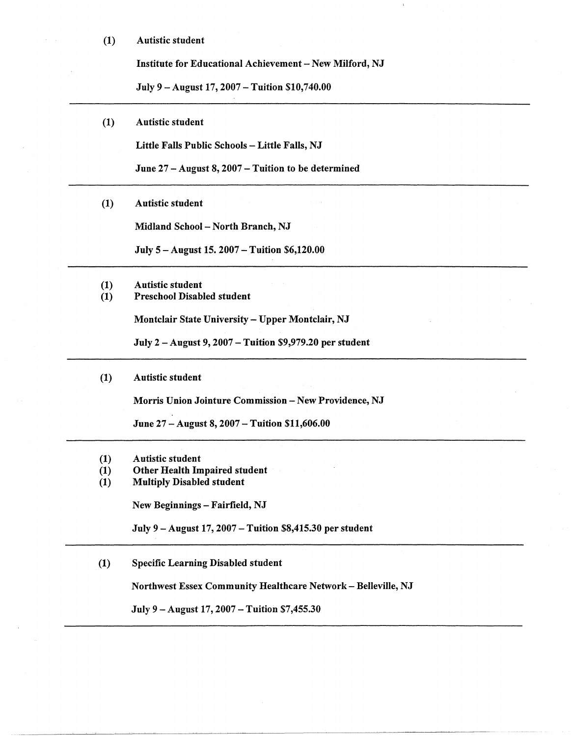**(1) Autistic student**

**Institute for Educational Achievement – New Milford, NJ**

**July 9 – August 17, 2007 – Tuition $10,740.00**

---

**(1) Autistic student**

**Little Falls Public Schools – Little Falls, NJ**

**June 27 – August 8, 2007 – Tuition to be determined**

---

**(1) Autistic student**

**Midland School – North Branch, NJ**

**July 5 – August 15. 2007 – Tuition $6,120.00**

---

**(1) Autistic student**
**(1) Preschool Disabled student**

**Montclair State University – Upper Montclair, NJ**

**July 2 – August 9, 2007 – Tuition $9,979.20 per student**

---

**(1) Autistic student**

**Morris Union Jointure Commission – New Providence, NJ**

**June 27 – August 8, 2007 – Tuition $11,606.00**

---

**(1) Autistic student**
**(1) Other Health Impaired student**
**(1) Multiply Disabled student**

**New Beginnings – Fairfield, NJ**

**July 9 – August 17, 2007 – Tuition $8,415.30 per student**

---

**(1) Specific Learning Disabled student**

**Northwest Essex Community Healthcare Network – Belleville, NJ**

**July 9 – August 17, 2007 – Tuition $7,455.30**

---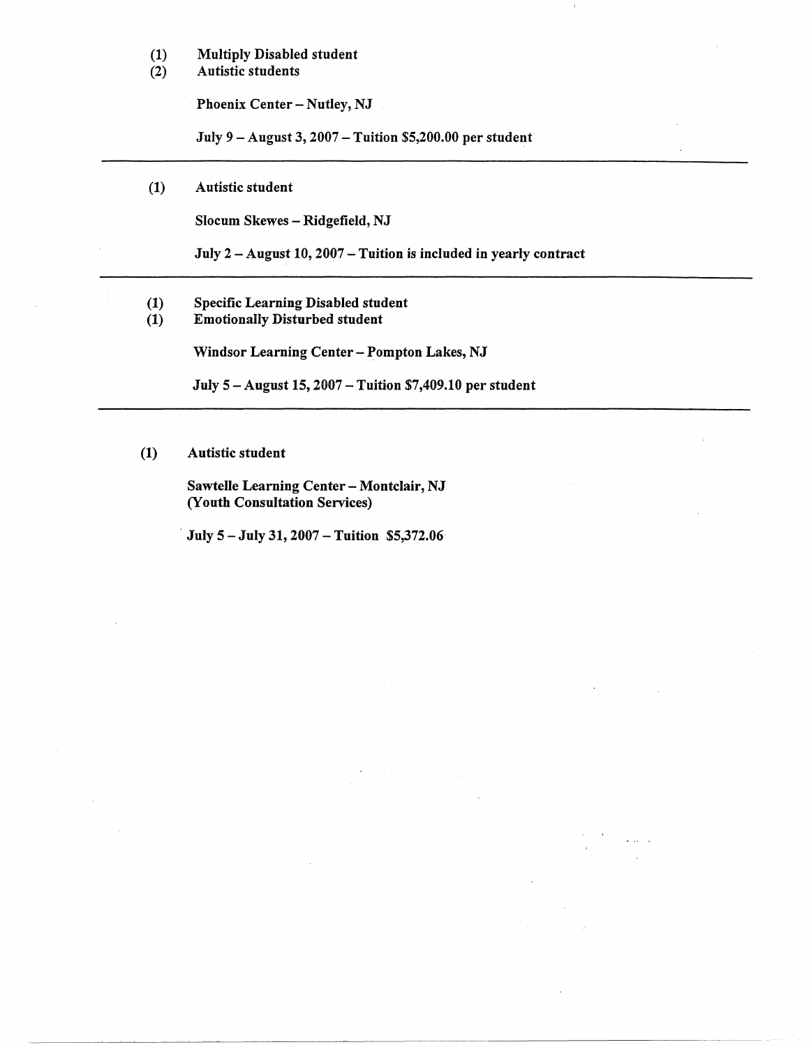(1) **Multiply Disabled student**
(2) **Autistic students**

**Phoenix Center – Nutley, NJ**

**July 9 – August 3, 2007 – Tuition $5,200.00 per student**

---

(1) **Autistic student**

**Slocum Skewes – Ridgefield, NJ**

**July 2 – August 10, 2007 – Tuition is included in yearly contract**

---

(1) **Specific Learning Disabled student**
(1) **Emotionally Disturbed student**

**Windsor Learning Center – Pompton Lakes, NJ**

**July 5 – August 15, 2007 – Tuition $7,409.10 per student**

---

(1) **Autistic student**

**Sawtelle Learning Center – Montclair, NJ**
**(Youth Consultation Services)**

**July 5 – July 31, 2007 – Tuition $5,372.06**